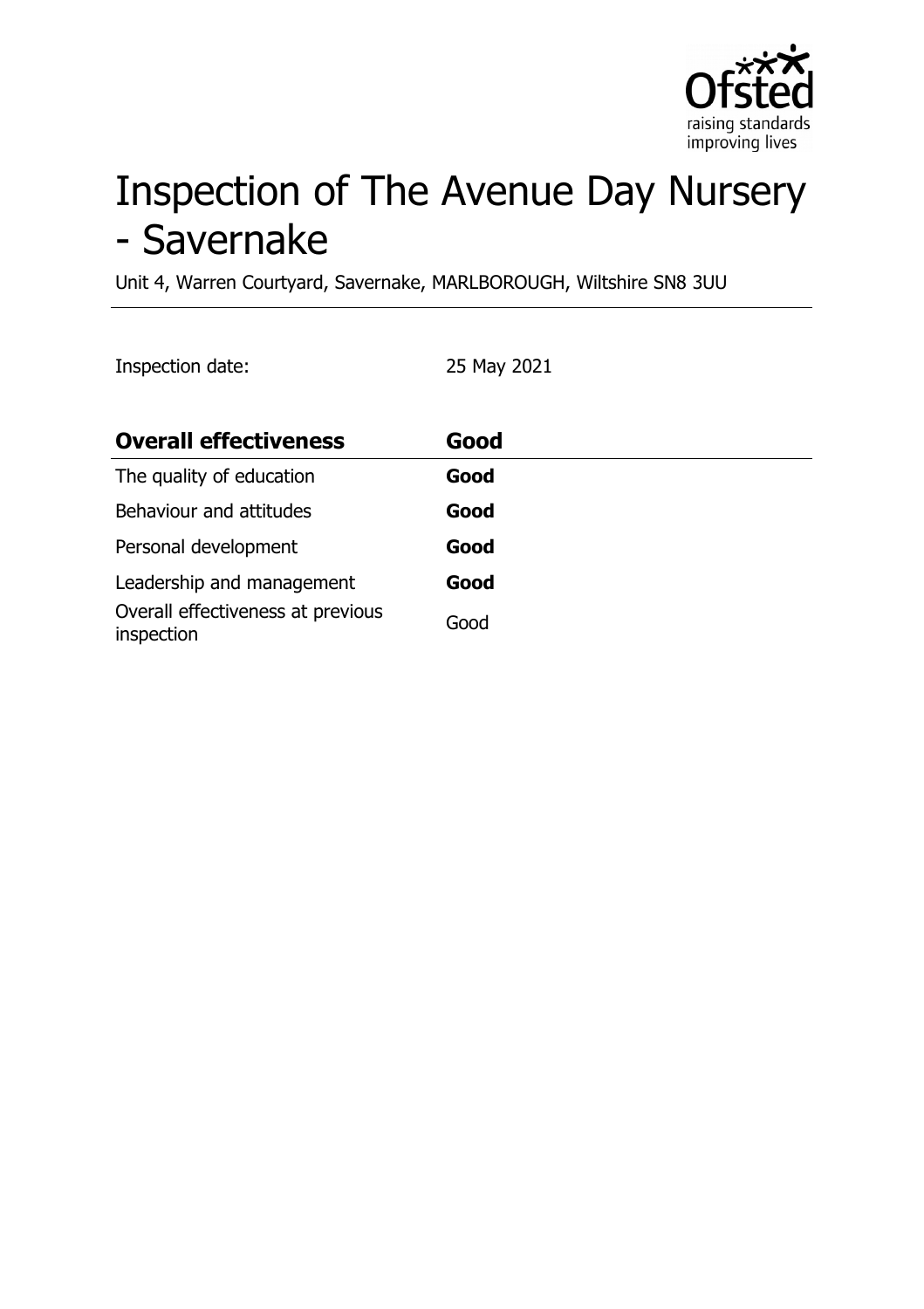# Inspection of The Avenue Day Nursery - Savernake

Unit 4, Warren Courtyard, Savernake, MARLBOROUGH, Wiltshire SN8 3UU

Inspection date: 25 May 2021

| **Overall effectiveness** | **Good** |
| --- | --- |
| The quality of education | **Good** |
| Behaviour and attitudes | **Good** |
| Personal development | **Good** |
| Leadership and management | **Good** |
| Overall effectiveness at previous inspection | Good |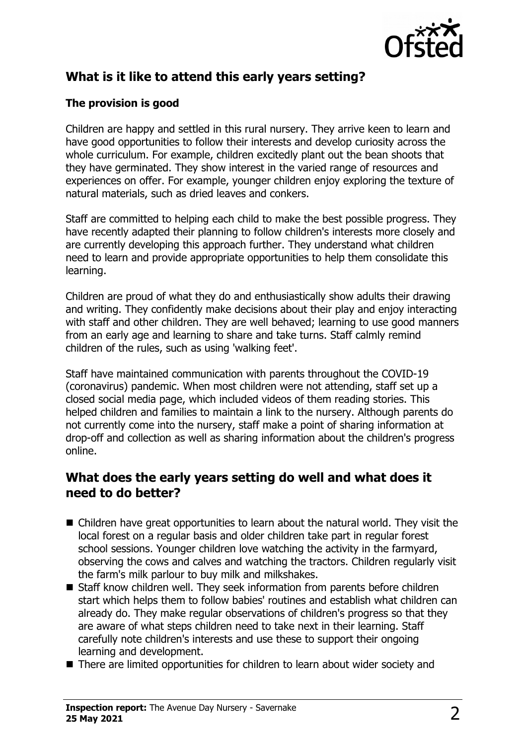## What is it like to attend this early years setting?

### The provision is good

Children are happy and settled in this rural nursery. They arrive keen to learn and have good opportunities to follow their interests and develop curiosity across the whole curriculum. For example, children excitedly plant out the bean shoots that they have germinated. They show interest in the varied range of resources and experiences on offer. For example, younger children enjoy exploring the texture of natural materials, such as dried leaves and conkers.

Staff are committed to helping each child to make the best possible progress. They have recently adapted their planning to follow children's interests more closely and are currently developing this approach further. They understand what children need to learn and provide appropriate opportunities to help them consolidate this learning.

Children are proud of what they do and enthusiastically show adults their drawing and writing. They confidently make decisions about their play and enjoy interacting with staff and other children. They are well behaved; learning to use good manners from an early age and learning to share and take turns. Staff calmly remind children of the rules, such as using 'walking feet'.

Staff have maintained communication with parents throughout the COVID-19 (coronavirus) pandemic. When most children were not attending, staff set up a closed social media page, which included videos of them reading stories. This helped children and families to maintain a link to the nursery. Although parents do not currently come into the nursery, staff make a point of sharing information at drop-off and collection as well as sharing information about the children's progress online.

## What does the early years setting do well and what does it need to do better?

- Children have great opportunities to learn about the natural world. They visit the local forest on a regular basis and older children take part in regular forest school sessions. Younger children love watching the activity in the farmyard, observing the cows and calves and watching the tractors. Children regularly visit the farm's milk parlour to buy milk and milkshakes.
- Staff know children well. They seek information from parents before children start which helps them to follow babies' routines and establish what children can already do. They make regular observations of children's progress so that they are aware of what steps children need to take next in their learning. Staff carefully note children's interests and use these to support their ongoing learning and development.
- There are limited opportunities for children to learn about wider society and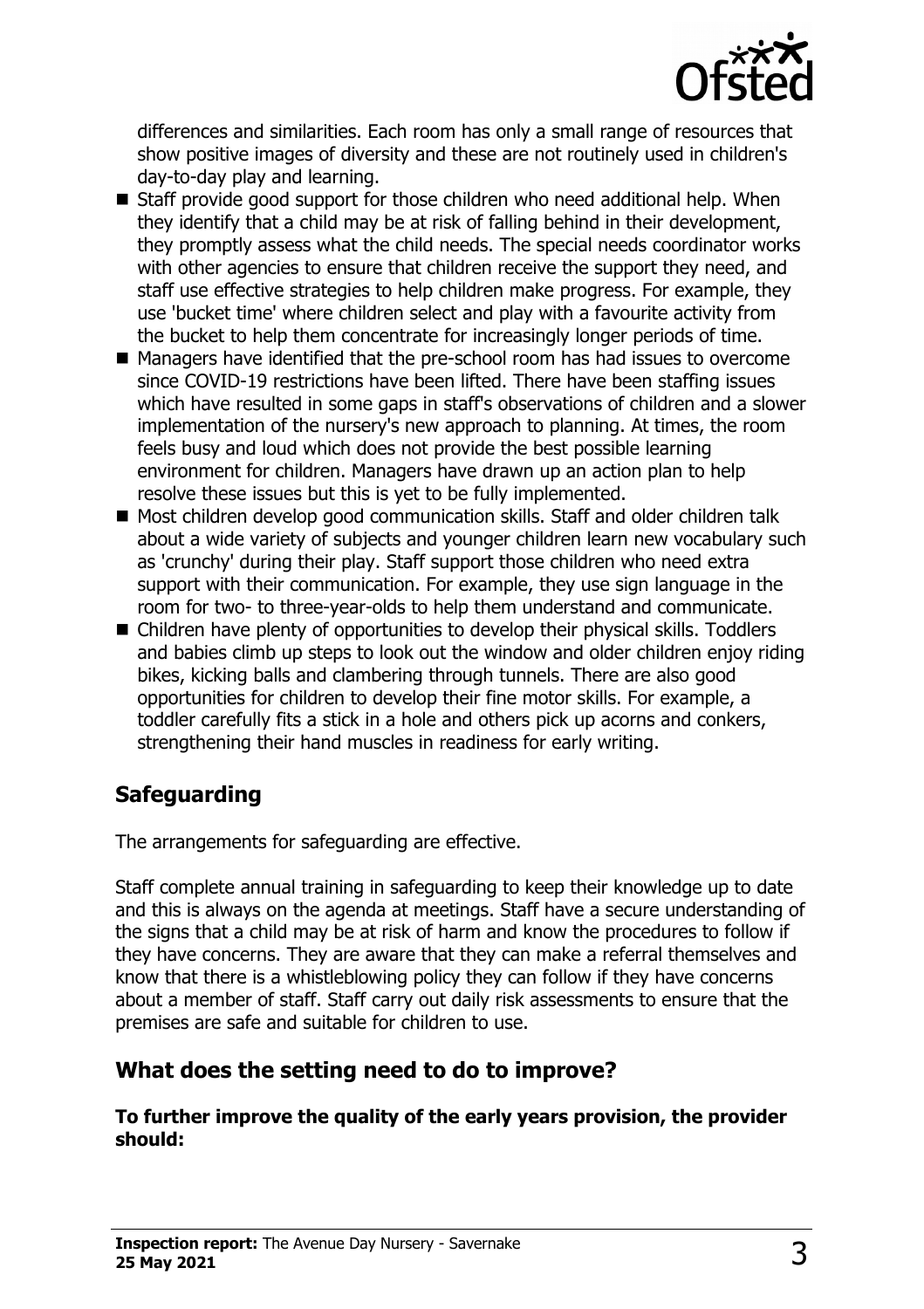differences and similarities. Each room has only a small range of resources that show positive images of diversity and these are not routinely used in children's day-to-day play and learning.

- Staff provide good support for those children who need additional help. When they identify that a child may be at risk of falling behind in their development, they promptly assess what the child needs. The special needs coordinator works with other agencies to ensure that children receive the support they need, and staff use effective strategies to help children make progress. For example, they use 'bucket time' where children select and play with a favourite activity from the bucket to help them concentrate for increasingly longer periods of time.
- Managers have identified that the pre-school room has had issues to overcome since COVID-19 restrictions have been lifted. There have been staffing issues which have resulted in some gaps in staff's observations of children and a slower implementation of the nursery's new approach to planning. At times, the room feels busy and loud which does not provide the best possible learning environment for children. Managers have drawn up an action plan to help resolve these issues but this is yet to be fully implemented.
- Most children develop good communication skills. Staff and older children talk about a wide variety of subjects and younger children learn new vocabulary such as 'crunchy' during their play. Staff support those children who need extra support with their communication. For example, they use sign language in the room for two- to three-year-olds to help them understand and communicate.
- Children have plenty of opportunities to develop their physical skills. Toddlers and babies climb up steps to look out the window and older children enjoy riding bikes, kicking balls and clambering through tunnels. There are also good opportunities for children to develop their fine motor skills. For example, a toddler carefully fits a stick in a hole and others pick up acorns and conkers, strengthening their hand muscles in readiness for early writing.

## Safeguarding

The arrangements for safeguarding are effective.

Staff complete annual training in safeguarding to keep their knowledge up to date and this is always on the agenda at meetings. Staff have a secure understanding of the signs that a child may be at risk of harm and know the procedures to follow if they have concerns. They are aware that they can make a referral themselves and know that there is a whistleblowing policy they can follow if they have concerns about a member of staff. Staff carry out daily risk assessments to ensure that the premises are safe and suitable for children to use.

## What does the setting need to do to improve?

**To further improve the quality of the early years provision, the provider should:**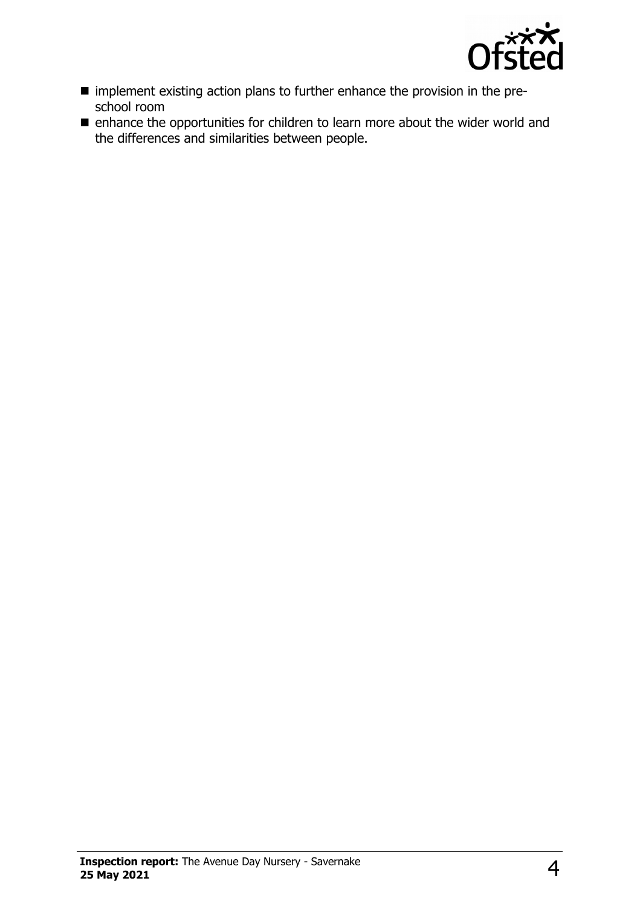- implement existing action plans to further enhance the provision in the pre-school room
- enhance the opportunities for children to learn more about the wider world and the differences and similarities between people.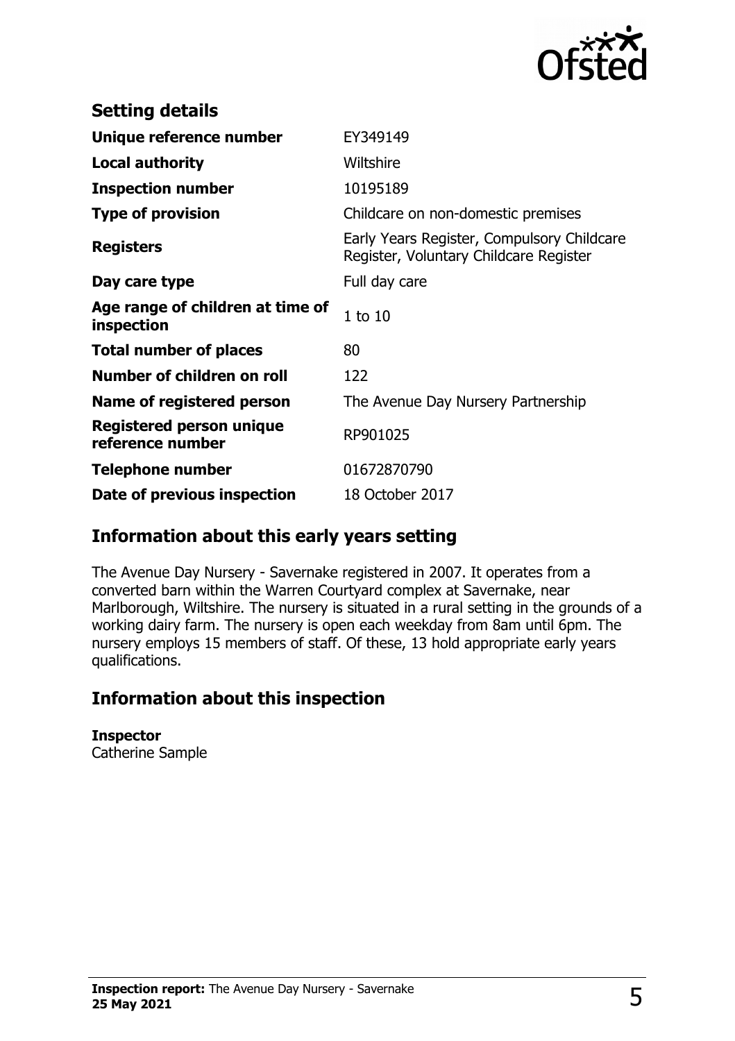## Setting details

| | |
|---|---|
| **Unique reference number** | EY349149 |
| **Local authority** | Wiltshire |
| **Inspection number** | 10195189 |
| **Type of provision** | Childcare on non-domestic premises |
| **Registers** | Early Years Register, Compulsory Childcare Register, Voluntary Childcare Register |
| **Day care type** | Full day care |
| **Age range of children at time of inspection** | 1 to 10 |
| **Total number of places** | 80 |
| **Number of children on roll** | 122 |
| **Name of registered person** | The Avenue Day Nursery Partnership |
| **Registered person unique reference number** | RP901025 |
| **Telephone number** | 01672870790 |
| **Date of previous inspection** | 18 October 2017 |

## Information about this early years setting

The Avenue Day Nursery - Savernake registered in 2007. It operates from a converted barn within the Warren Courtyard complex at Savernake, near Marlborough, Wiltshire. The nursery is situated in a rural setting in the grounds of a working dairy farm. The nursery is open each weekday from 8am until 6pm. The nursery employs 15 members of staff. Of these, 13 hold appropriate early years qualifications.

## Information about this inspection

**Inspector**
Catherine Sample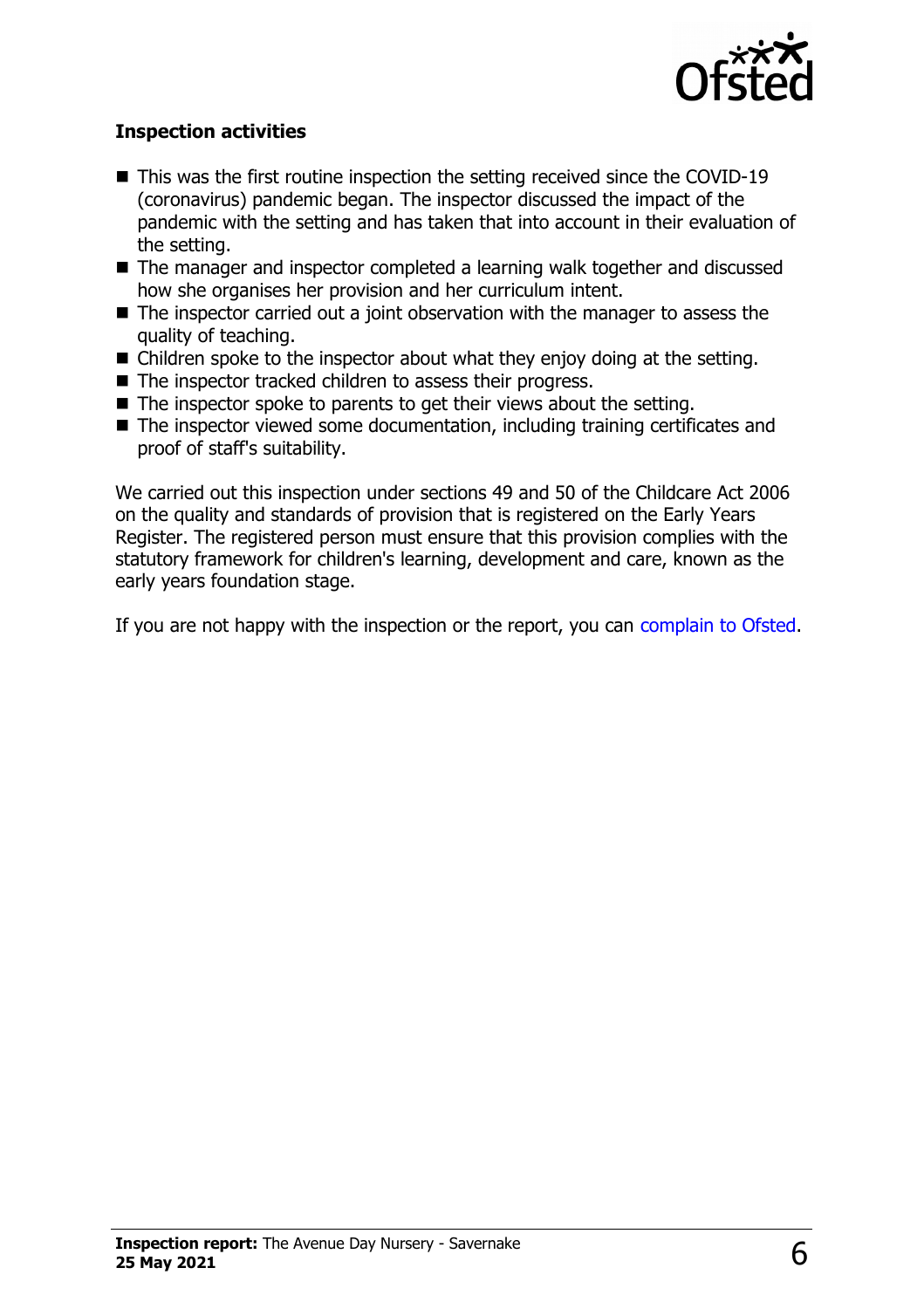## Inspection activities

- This was the first routine inspection the setting received since the COVID-19 (coronavirus) pandemic began. The inspector discussed the impact of the pandemic with the setting and has taken that into account in their evaluation of the setting.
- The manager and inspector completed a learning walk together and discussed how she organises her provision and her curriculum intent.
- The inspector carried out a joint observation with the manager to assess the quality of teaching.
- Children spoke to the inspector about what they enjoy doing at the setting.
- The inspector tracked children to assess their progress.
- The inspector spoke to parents to get their views about the setting.
- The inspector viewed some documentation, including training certificates and proof of staff's suitability.

We carried out this inspection under sections 49 and 50 of the Childcare Act 2006 on the quality and standards of provision that is registered on the Early Years Register. The registered person must ensure that this provision complies with the statutory framework for children's learning, development and care, known as the early years foundation stage.

If you are not happy with the inspection or the report, you can complain to Ofsted.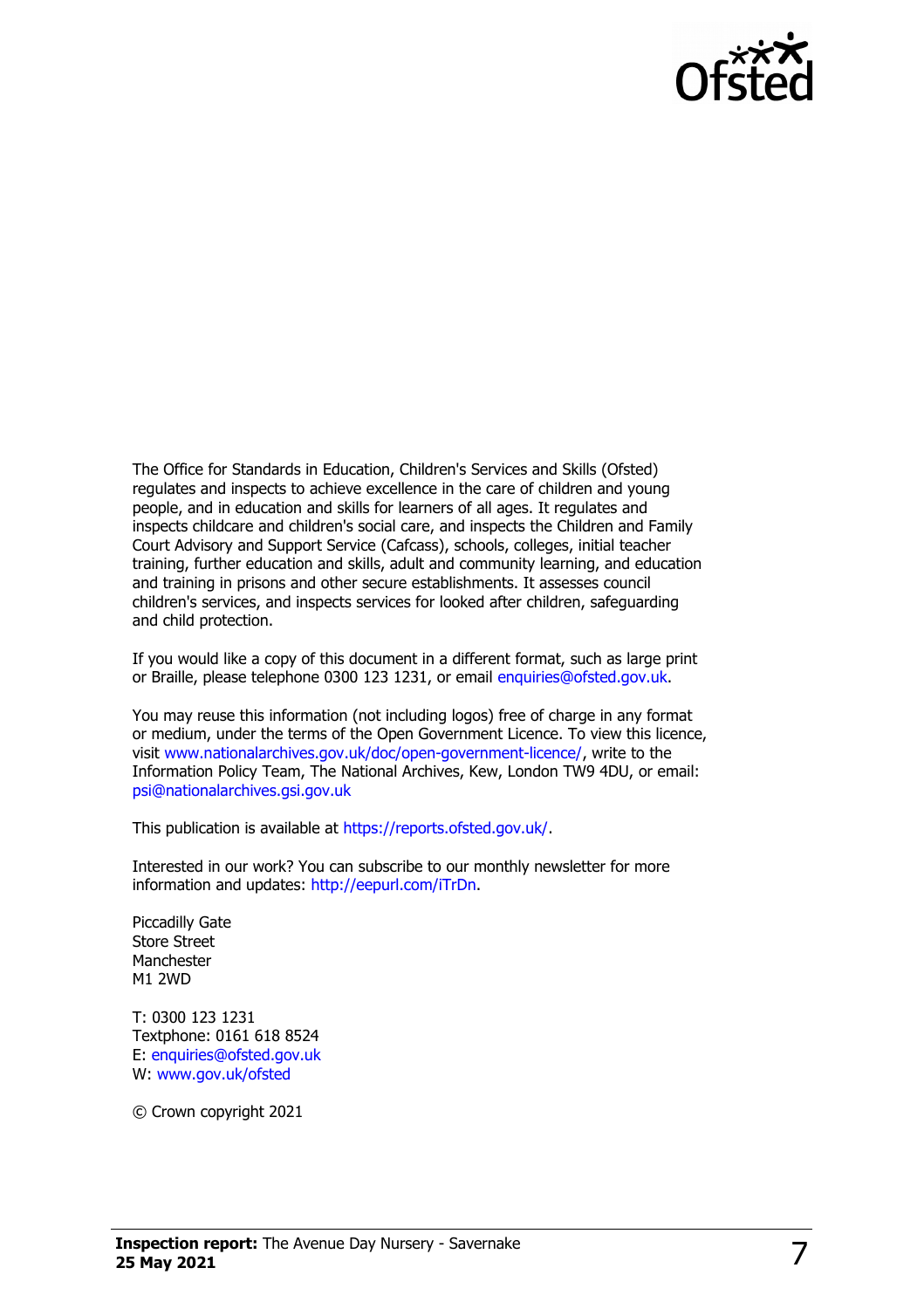The Office for Standards in Education, Children's Services and Skills (Ofsted) regulates and inspects to achieve excellence in the care of children and young people, and in education and skills for learners of all ages. It regulates and inspects childcare and children's social care, and inspects the Children and Family Court Advisory and Support Service (Cafcass), schools, colleges, initial teacher training, further education and skills, adult and community learning, and education and training in prisons and other secure establishments. It assesses council children's services, and inspects services for looked after children, safeguarding and child protection.

If you would like a copy of this document in a different format, such as large print or Braille, please telephone 0300 123 1231, or email enquiries@ofsted.gov.uk.

You may reuse this information (not including logos) free of charge in any format or medium, under the terms of the Open Government Licence. To view this licence, visit www.nationalarchives.gov.uk/doc/open-government-licence/, write to the Information Policy Team, The National Archives, Kew, London TW9 4DU, or email: psi@nationalarchives.gsi.gov.uk

This publication is available at https://reports.ofsted.gov.uk/.

Interested in our work? You can subscribe to our monthly newsletter for more information and updates: http://eepurl.com/iTrDn.

Piccadilly Gate
Store Street
Manchester
M1 2WD

T: 0300 123 1231
Textphone: 0161 618 8524
E: enquiries@ofsted.gov.uk
W: www.gov.uk/ofsted

© Crown copyright 2021